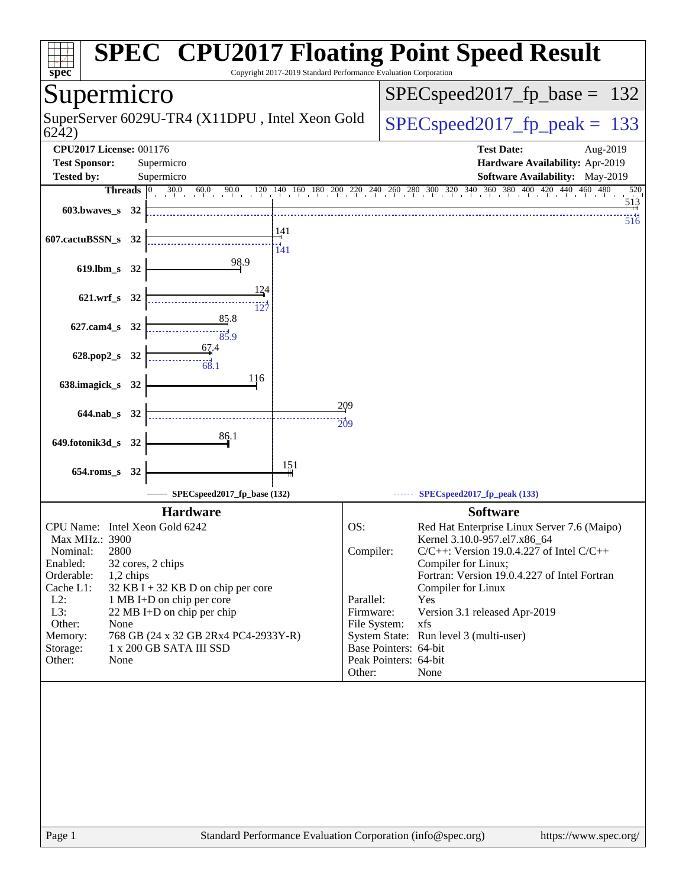# SPEC CPU2017 Floating Point Speed Result

Copyright 2017-2019 Standard Performance Evaluation Corporation

## Supermicro

SuperServer 6029U-TR4 (X11DPU , Intel Xeon Gold 6242)

SPECspeed2017_fp_base = 132

SPECspeed2017_fp_peak = 133

**CPU2017 License:** 001176
**Test Sponsor:** Supermicro
**Tested by:** Supermicro

**Test Date:** Aug-2019
**Hardware Availability:** Apr-2019
**Software Availability:** May-2019

| Benchmark | Threads | Base | Peak |
|---|---|---|---|
| 603.bwaves_s | 32 | 513 | 516 |
| 607.cactuBSSN_s | 32 | 141 | 141 |
| 619.lbm_s | 32 | 98.9 | |
| 621.wrf_s | 32 | 124 | 127 |
| 627.cam4_s | 32 | 85.8 | 85.9 |
| 628.pop2_s | 32 | 67.4 | 68.1 |
| 638.imagick_s | 32 | 116 | |
| 644.nab_s | 32 | 209 | 209 |
| 649.fotonik3d_s | 32 | 86.1 | |
| 654.roms_s | 32 | 151 | |

SPECspeed2017_fp_base (132) — SPECspeed2017_fp_peak (133)

### Hardware

| | |
|---|---|
| CPU Name: | Intel Xeon Gold 6242 |
| Max MHz.: | 3900 |
| Nominal: | 2800 |
| Enabled: | 32 cores, 2 chips |
| Orderable: | 1,2 chips |
| Cache L1: | 32 KB I + 32 KB D on chip per core |
| L2: | 1 MB I+D on chip per core |
| L3: | 22 MB I+D on chip per chip |
| Other: | None |
| Memory: | 768 GB (24 x 32 GB 2Rx4 PC4-2933Y-R) |
| Storage: | 1 x 200 GB SATA III SSD |
| Other: | None |

### Software

| | |
|---|---|
| OS: | Red Hat Enterprise Linux Server 7.6 (Maipo) Kernel 3.10.0-957.el7.x86_64 |
| Compiler: | C/C++: Version 19.0.4.227 of Intel C/C++ Compiler for Linux; Fortran: Version 19.0.4.227 of Intel Fortran Compiler for Linux |
| Parallel: | Yes |
| Firmware: | Version 3.1 released Apr-2019 |
| File System: | xfs |
| System State: | Run level 3 (multi-user) |
| Base Pointers: | 64-bit |
| Peak Pointers: | 64-bit |
| Other: | None |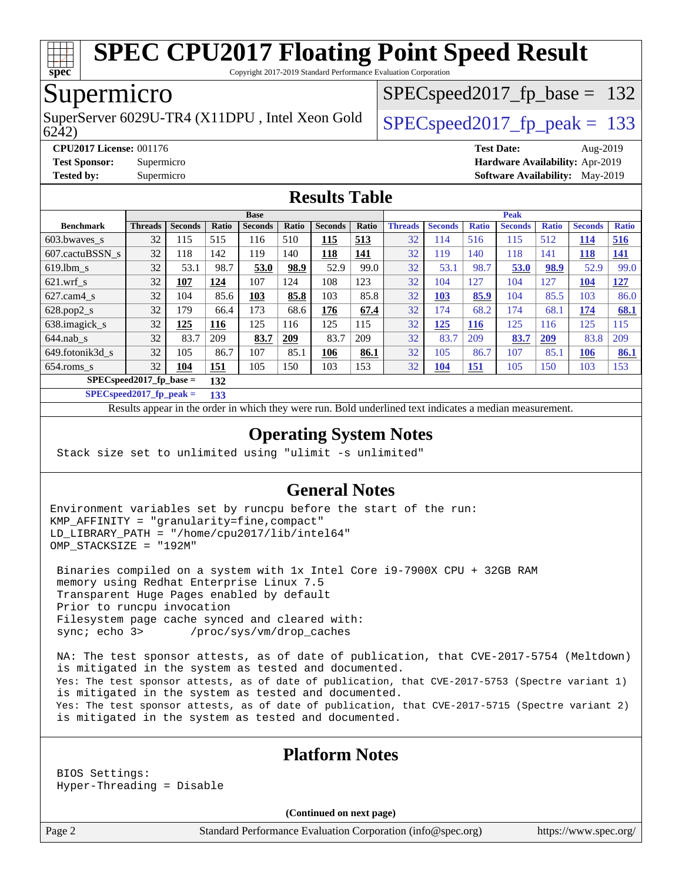# SPEC CPU2017 Floating Point Speed Result

Copyright 2017-2019 Standard Performance Evaluation Corporation

## Supermicro

SuperServer 6029U-TR4 (X11DPU , Intel Xeon Gold 6242)

SPECspeed2017_fp_base = 132

SPECspeed2017_fp_peak = 133

**CPU2017 License:** 001176
**Test Sponsor:** Supermicro
**Tested by:** Supermicro
**Test Date:** Aug-2019
**Hardware Availability:** Apr-2019
**Software Availability:** May-2019

## Results Table

| Benchmark | Base | | | | | | | Peak | | | | | | |
|---|---|---|---|---|---|---|---|---|---|---|---|---|---|---|
| | Threads | Seconds | Ratio | Seconds | Ratio | Seconds | Ratio | Threads | Seconds | Ratio | Seconds | Ratio | Seconds | Ratio |
| 603.bwaves_s | 32 | 115 | 515 | 116 | 510 | **115** | **513** | 32 | 114 | 516 | 115 | 512 | **114** | **516** |
| 607.cactuBSSN_s | 32 | 118 | 142 | 119 | 140 | **118** | **141** | 32 | 119 | 140 | 118 | 141 | **118** | **141** |
| 619.lbm_s | 32 | 53.1 | 98.7 | **53.0** | **98.9** | 52.9 | 99.0 | 32 | 53.1 | 98.7 | **53.0** | **98.9** | 52.9 | 99.0 |
| 621.wrf_s | 32 | **107** | **124** | 107 | 124 | 108 | 123 | 32 | 104 | 127 | 104 | 127 | **104** | **127** |
| 627.cam4_s | 32 | 104 | 85.6 | **103** | **85.8** | 103 | 85.8 | 32 | **103** | **85.9** | 104 | 85.5 | 103 | 86.0 |
| 628.pop2_s | 32 | 179 | 66.4 | 173 | 68.6 | **176** | **67.4** | 32 | 174 | 68.2 | 174 | 68.1 | **174** | **68.1** |
| 638.imagick_s | 32 | **125** | **116** | 125 | 116 | 125 | 115 | 32 | **125** | **116** | 125 | 116 | 125 | 115 |
| 644.nab_s | 32 | 83.7 | 209 | **83.7** | **209** | 83.7 | 209 | 32 | 83.7 | 209 | **83.7** | **209** | 83.8 | 209 |
| 649.fotonik3d_s | 32 | 105 | 86.7 | 107 | 85.1 | **106** | **86.1** | 32 | 105 | 86.7 | 107 | 85.1 | **106** | **86.1** |
| 654.roms_s | 32 | **104** | **151** | 105 | 150 | 103 | 153 | 32 | **104** | **151** | 105 | 150 | 103 | 153 |

**SPECspeed2017_fp_base = 132**

**SPECspeed2017_fp_peak = 133**

Results appear in the order in which they were run. Bold underlined text indicates a median measurement.

## Operating System Notes

```
Stack size set to unlimited using "ulimit -s unlimited"
```

## General Notes

```
Environment variables set by runcpu before the start of the run:
KMP_AFFINITY = "granularity=fine,compact"
LD_LIBRARY_PATH = "/home/cpu2017/lib/intel64"
OMP_STACKSIZE = "192M"

 Binaries compiled on a system with 1x Intel Core i9-7900X CPU + 32GB RAM
 memory using Redhat Enterprise Linux 7.5
 Transparent Huge Pages enabled by default
 Prior to runcpu invocation
 Filesystem page cache synced and cleared with:
 sync; echo 3>       /proc/sys/vm/drop_caches

 NA: The test sponsor attests, as of date of publication, that CVE-2017-5754 (Meltdown)
 is mitigated in the system as tested and documented.
 Yes: The test sponsor attests, as of date of publication, that CVE-2017-5753 (Spectre variant 1)
 is mitigated in the system as tested and documented.
 Yes: The test sponsor attests, as of date of publication, that CVE-2017-5715 (Spectre variant 2)
 is mitigated in the system as tested and documented.
```

## Platform Notes

```
 BIOS Settings:
 Hyper-Threading = Disable
```

(Continued on next page)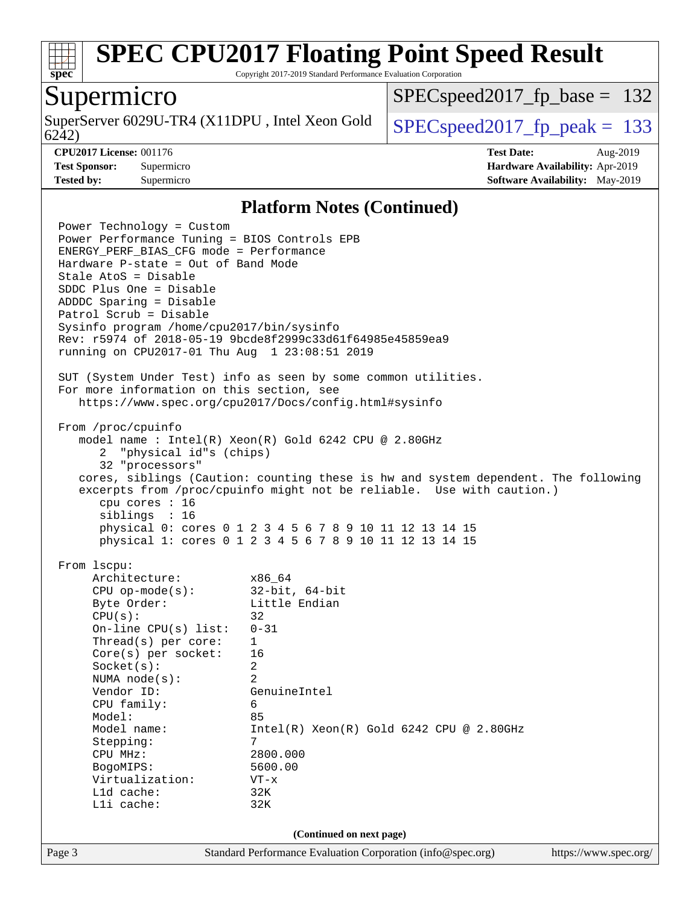## Platform Notes (Continued)

```
Power Technology = Custom
Power Performance Tuning = BIOS Controls EPB
ENERGY_PERF_BIAS_CFG mode = Performance
Hardware P-state = Out of Band Mode
Stale AtoS = Disable
SDDC Plus One = Disable
ADDDC Sparing = Disable
Patrol Scrub = Disable
Sysinfo program /home/cpu2017/bin/sysinfo
Rev: r5974 of 2018-05-19 9bcde8f2999c33d61f64985e45859ea9
running on CPU2017-01 Thu Aug  1 23:08:51 2019

SUT (System Under Test) info as seen by some common utilities.
For more information on this section, see
   https://www.spec.org/cpu2017/Docs/config.html#sysinfo

From /proc/cpuinfo
   model name : Intel(R) Xeon(R) Gold 6242 CPU @ 2.80GHz
      2  "physical id"s (chips)
      32 "processors"
   cores, siblings (Caution: counting these is hw and system dependent. The following
   excerpts from /proc/cpuinfo might not be reliable.  Use with caution.)
      cpu cores : 16
      siblings  : 16
      physical 0: cores 0 1 2 3 4 5 6 7 8 9 10 11 12 13 14 15
      physical 1: cores 0 1 2 3 4 5 6 7 8 9 10 11 12 13 14 15

From lscpu:
     Architecture:          x86_64
     CPU op-mode(s):        32-bit, 64-bit
     Byte Order:            Little Endian
     CPU(s):                32
     On-line CPU(s) list:   0-31
     Thread(s) per core:    1
     Core(s) per socket:    16
     Socket(s):             2
     NUMA node(s):          2
     Vendor ID:             GenuineIntel
     CPU family:            6
     Model:                 85
     Model name:            Intel(R) Xeon(R) Gold 6242 CPU @ 2.80GHz
     Stepping:              7
     CPU MHz:               2800.000
     BogoMIPS:              5600.00
     Virtualization:        VT-x
     L1d cache:             32K
     L1i cache:             32K
```

(Continued on next page)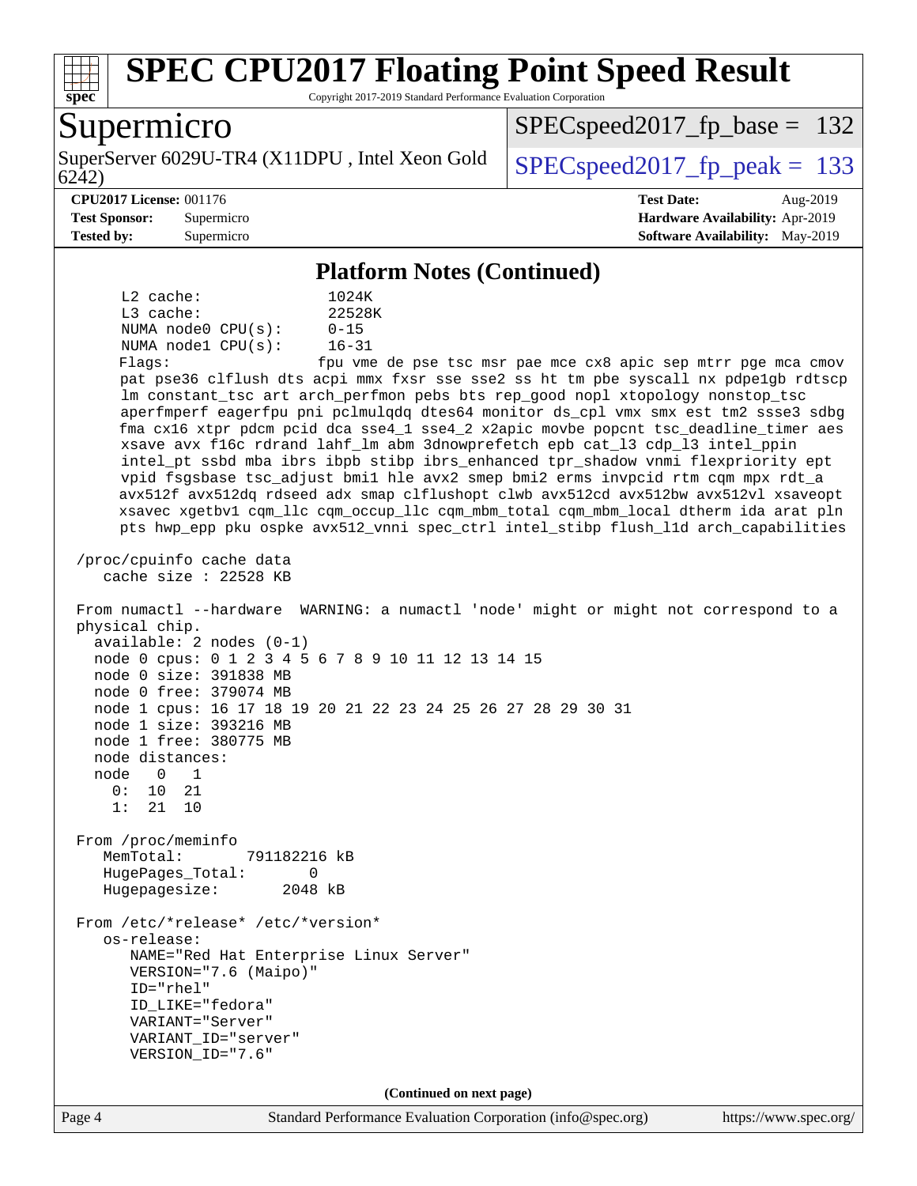## Platform Notes (Continued)

```
     L2 cache:              1024K
     L3 cache:              22528K
     NUMA node0 CPU(s):     0-15
     NUMA node1 CPU(s):     16-31
     Flags:                 fpu vme de pse tsc msr pae mce cx8 apic sep mtrr pge mca cmov
     pat pse36 clflush dts acpi mmx fxsr sse sse2 ss ht tm pbe syscall nx pdpe1gb rdtscp
     lm constant_tsc art arch_perfmon pebs bts rep_good nopl xtopology nonstop_tsc
     aperfmperf eagerfpu pni pclmulqdq dtes64 monitor ds_cpl vmx smx est tm2 ssse3 sdbg
     fma cx16 xtpr pdcm pcid dca sse4_1 sse4_2 x2apic movbe popcnt tsc_deadline_timer aes
     xsave avx f16c rdrand lahf_lm abm 3dnowprefetch epb cat_l3 cdp_l3 intel_ppin
     intel_pt ssbd mba ibrs ibpb stibp ibrs_enhanced tpr_shadow vnmi flexpriority ept
     vpid fsgsbase tsc_adjust bmi1 hle avx2 smep bmi2 erms invpcid rtm cqm mpx rdt_a
     avx512f avx512dq rdseed adx smap clflushopt clwb avx512cd avx512bw avx512vl xsaveopt
     xsavec xgetbv1 cqm_llc cqm_occup_llc cqm_mbm_total cqm_mbm_local dtherm ida arat pln
     pts hwp_epp pku ospke avx512_vnni spec_ctrl intel_stibp flush_l1d arch_capabilities

 /proc/cpuinfo cache data
    cache size : 22528 KB

 From numactl --hardware  WARNING: a numactl 'node' might or might not correspond to a
 physical chip.
   available: 2 nodes (0-1)
   node 0 cpus: 0 1 2 3 4 5 6 7 8 9 10 11 12 13 14 15
   node 0 size: 391838 MB
   node 0 free: 379074 MB
   node 1 cpus: 16 17 18 19 20 21 22 23 24 25 26 27 28 29 30 31
   node 1 size: 393216 MB
   node 1 free: 380775 MB
   node distances:
   node   0   1
     0:  10  21
     1:  21  10

 From /proc/meminfo
    MemTotal:       791182216 kB
    HugePages_Total:       0
    Hugepagesize:       2048 kB

 From /etc/*release* /etc/*version*
    os-release:
       NAME="Red Hat Enterprise Linux Server"
       VERSION="7.6 (Maipo)"
       ID="rhel"
       ID_LIKE="fedora"
       VARIANT="Server"
       VARIANT_ID="server"
       VERSION_ID="7.6"
```

**(Continued on next page)**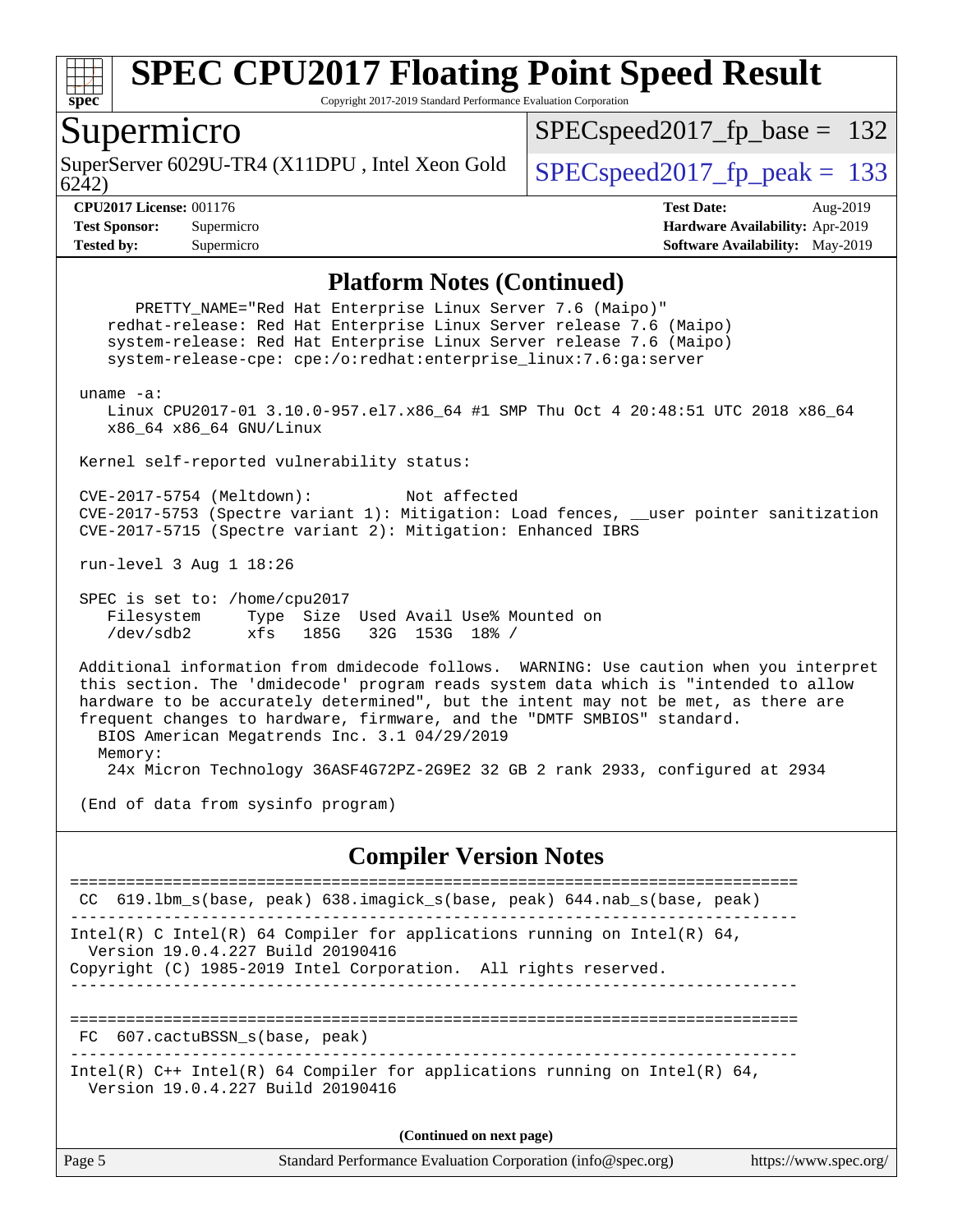# SPEC CPU2017 Floating Point Speed Result

Copyright 2017-2019 Standard Performance Evaluation Corporation

## Supermicro

SuperServer 6029U-TR4 (X11DPU , Intel Xeon Gold 6242)

SPECspeed2017_fp_base = 132

SPECspeed2017_fp_peak = 133

**CPU2017 License:** 001176
**Test Sponsor:** Supermicro
**Tested by:** Supermicro

**Test Date:** Aug-2019
**Hardware Availability:** Apr-2019
**Software Availability:** May-2019

## Platform Notes (Continued)

```
      PRETTY_NAME="Red Hat Enterprise Linux Server 7.6 (Maipo)"
    redhat-release: Red Hat Enterprise Linux Server release 7.6 (Maipo)
    system-release: Red Hat Enterprise Linux Server release 7.6 (Maipo)
    system-release-cpe: cpe:/o:redhat:enterprise_linux:7.6:ga:server

 uname -a:
    Linux CPU2017-01 3.10.0-957.el7.x86_64 #1 SMP Thu Oct 4 20:48:51 UTC 2018 x86_64
    x86_64 x86_64 GNU/Linux

 Kernel self-reported vulnerability status:

 CVE-2017-5754 (Meltdown):          Not affected
 CVE-2017-5753 (Spectre variant 1): Mitigation: Load fences, __user pointer sanitization
 CVE-2017-5715 (Spectre variant 2): Mitigation: Enhanced IBRS

 run-level 3 Aug 1 18:26

 SPEC is set to: /home/cpu2017
    Filesystem     Type  Size  Used Avail Use% Mounted on
    /dev/sdb2      xfs   185G   32G  153G  18% /

 Additional information from dmidecode follows.  WARNING: Use caution when you interpret
 this section. The 'dmidecode' program reads system data which is "intended to allow
 hardware to be accurately determined", but the intent may not be met, as there are
 frequent changes to hardware, firmware, and the "DMTF SMBIOS" standard.
   BIOS American Megatrends Inc. 3.1 04/29/2019
   Memory:
    24x Micron Technology 36ASF4G72PZ-2G9E2 32 GB 2 rank 2933, configured at 2934

 (End of data from sysinfo program)
```

## Compiler Version Notes

```
==============================================================================
 CC  619.lbm_s(base, peak) 638.imagick_s(base, peak) 644.nab_s(base, peak)
------------------------------------------------------------------------------
Intel(R) C Intel(R) 64 Compiler for applications running on Intel(R) 64,
  Version 19.0.4.227 Build 20190416
Copyright (C) 1985-2019 Intel Corporation.  All rights reserved.
------------------------------------------------------------------------------

==============================================================================
 FC  607.cactuBSSN_s(base, peak)
------------------------------------------------------------------------------
Intel(R) C++ Intel(R) 64 Compiler for applications running on Intel(R) 64,
  Version 19.0.4.227 Build 20190416
```

(Continued on next page)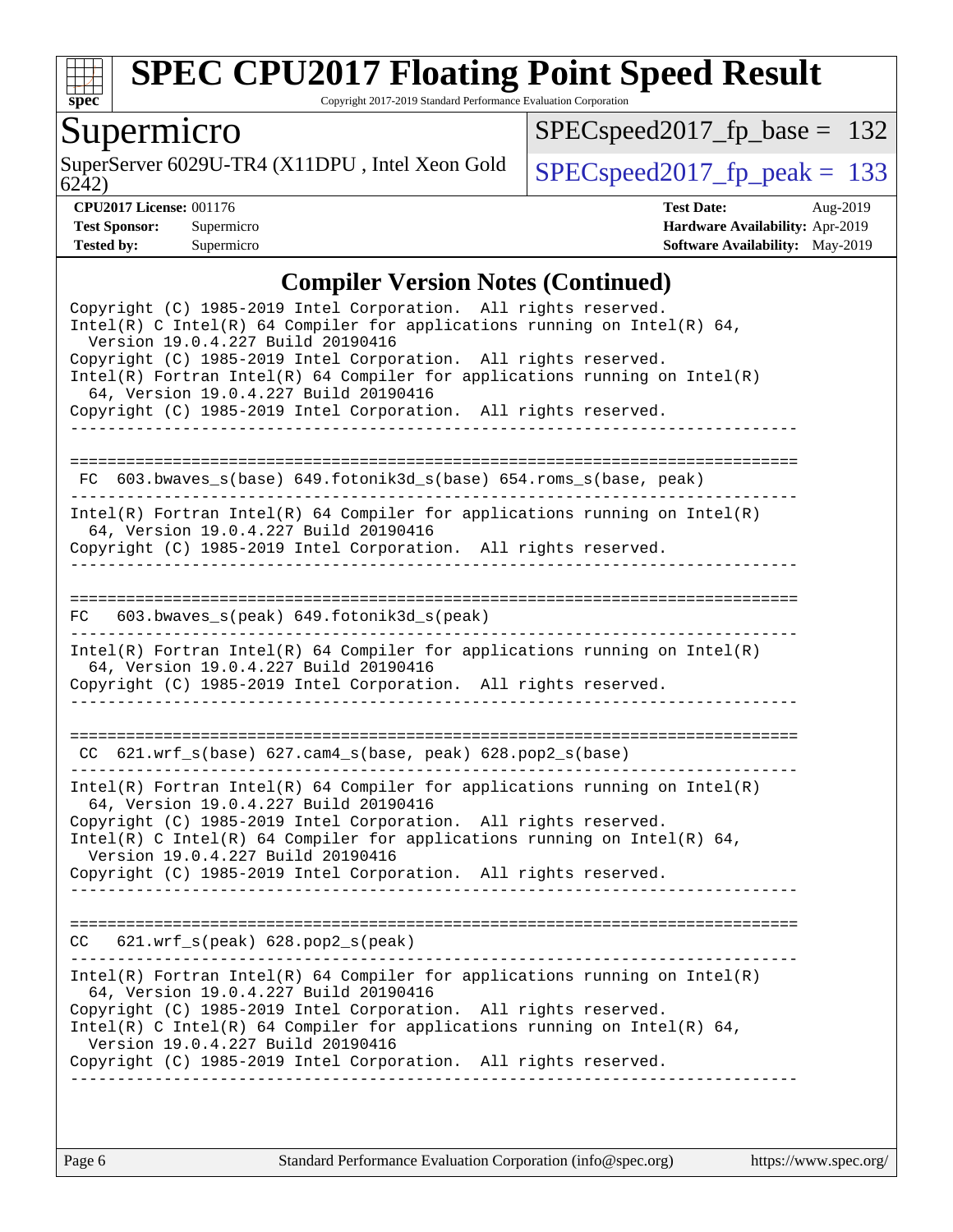# SPEC CPU2017 Floating Point Speed Result

Copyright 2017-2019 Standard Performance Evaluation Corporation

## Supermicro

SuperServer 6029U-TR4 (X11DPU , Intel Xeon Gold 6242)

SPECspeed2017_fp_base = 132

SPECspeed2017_fp_peak = 133

**CPU2017 License:** 001176
**Test Sponsor:** Supermicro
**Tested by:** Supermicro

**Test Date:** Aug-2019
**Hardware Availability:** Apr-2019
**Software Availability:** May-2019

## Compiler Version Notes (Continued)

```
Copyright (C) 1985-2019 Intel Corporation.  All rights reserved.
Intel(R) C Intel(R) 64 Compiler for applications running on Intel(R) 64,
  Version 19.0.4.227 Build 20190416
Copyright (C) 1985-2019 Intel Corporation.  All rights reserved.
Intel(R) Fortran Intel(R) 64 Compiler for applications running on Intel(R)
  64, Version 19.0.4.227 Build 20190416
Copyright (C) 1985-2019 Intel Corporation.  All rights reserved.
------------------------------------------------------------------------------

==============================================================================
 FC  603.bwaves_s(base) 649.fotonik3d_s(base) 654.roms_s(base, peak)
------------------------------------------------------------------------------
Intel(R) Fortran Intel(R) 64 Compiler for applications running on Intel(R)
  64, Version 19.0.4.227 Build 20190416
Copyright (C) 1985-2019 Intel Corporation.  All rights reserved.
------------------------------------------------------------------------------

==============================================================================
FC   603.bwaves_s(peak) 649.fotonik3d_s(peak)
------------------------------------------------------------------------------
Intel(R) Fortran Intel(R) 64 Compiler for applications running on Intel(R)
  64, Version 19.0.4.227 Build 20190416
Copyright (C) 1985-2019 Intel Corporation.  All rights reserved.
------------------------------------------------------------------------------

==============================================================================
 CC  621.wrf_s(base) 627.cam4_s(base, peak) 628.pop2_s(base)
------------------------------------------------------------------------------
Intel(R) Fortran Intel(R) 64 Compiler for applications running on Intel(R)
  64, Version 19.0.4.227 Build 20190416
Copyright (C) 1985-2019 Intel Corporation.  All rights reserved.
Intel(R) C Intel(R) 64 Compiler for applications running on Intel(R) 64,
  Version 19.0.4.227 Build 20190416
Copyright (C) 1985-2019 Intel Corporation.  All rights reserved.
------------------------------------------------------------------------------

==============================================================================
CC   621.wrf_s(peak) 628.pop2_s(peak)
------------------------------------------------------------------------------
Intel(R) Fortran Intel(R) 64 Compiler for applications running on Intel(R)
  64, Version 19.0.4.227 Build 20190416
Copyright (C) 1985-2019 Intel Corporation.  All rights reserved.
Intel(R) C Intel(R) 64 Compiler for applications running on Intel(R) 64,
  Version 19.0.4.227 Build 20190416
Copyright (C) 1985-2019 Intel Corporation.  All rights reserved.
------------------------------------------------------------------------------
```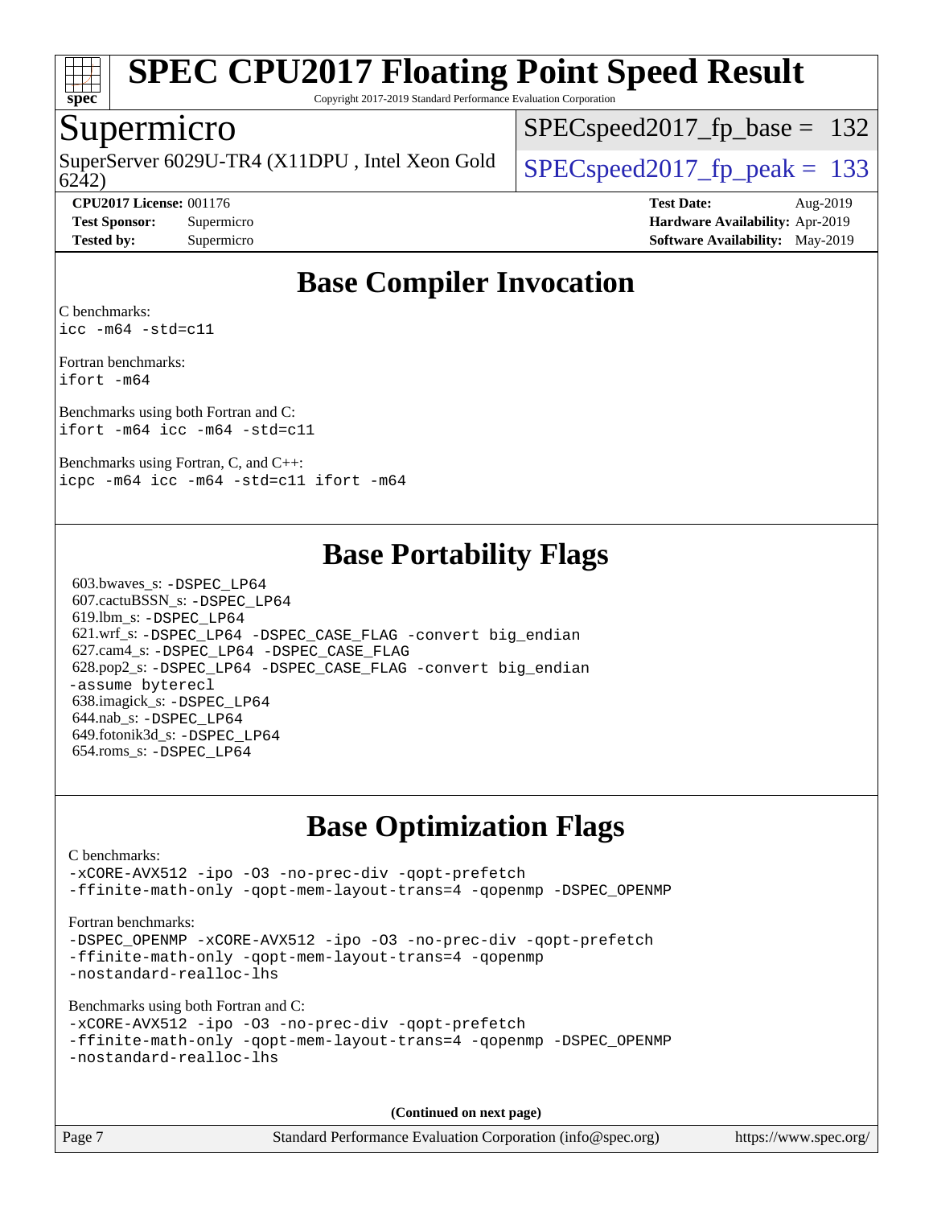# SPEC CPU2017 Floating Point Speed Result

Copyright 2017-2019 Standard Performance Evaluation Corporation

## Supermicro

SuperServer 6029U-TR4 (X11DPU , Intel Xeon Gold 6242)

SPECspeed2017_fp_base = 132

SPECspeed2017_fp_peak = 133

**CPU2017 License:** 001176
**Test Sponsor:** Supermicro
**Tested by:** Supermicro

**Test Date:** Aug-2019
**Hardware Availability:** Apr-2019
**Software Availability:** May-2019

## Base Compiler Invocation

C benchmarks:
`icc -m64 -std=c11`

Fortran benchmarks:
`ifort -m64`

Benchmarks using both Fortran and C:
`ifort -m64 icc -m64 -std=c11`

Benchmarks using Fortran, C, and C++:
`icpc -m64 icc -m64 -std=c11 ifort -m64`

## Base Portability Flags

603.bwaves_s: `-DSPEC_LP64`
607.cactuBSSN_s: `-DSPEC_LP64`
619.lbm_s: `-DSPEC_LP64`
621.wrf_s: `-DSPEC_LP64 -DSPEC_CASE_FLAG -convert big_endian`
627.cam4_s: `-DSPEC_LP64 -DSPEC_CASE_FLAG`
628.pop2_s: `-DSPEC_LP64 -DSPEC_CASE_FLAG -convert big_endian -assume byterecl`
638.imagick_s: `-DSPEC_LP64`
644.nab_s: `-DSPEC_LP64`
649.fotonik3d_s: `-DSPEC_LP64`
654.roms_s: `-DSPEC_LP64`

## Base Optimization Flags

C benchmarks:
`-xCORE-AVX512 -ipo -O3 -no-prec-div -qopt-prefetch -ffinite-math-only -qopt-mem-layout-trans=4 -qopenmp -DSPEC_OPENMP`

Fortran benchmarks:
`-DSPEC_OPENMP -xCORE-AVX512 -ipo -O3 -no-prec-div -qopt-prefetch -ffinite-math-only -qopt-mem-layout-trans=4 -qopenmp -nostandard-realloc-lhs`

Benchmarks using both Fortran and C:
`-xCORE-AVX512 -ipo -O3 -no-prec-div -qopt-prefetch -ffinite-math-only -qopt-mem-layout-trans=4 -qopenmp -DSPEC_OPENMP -nostandard-realloc-lhs`

**(Continued on next page)**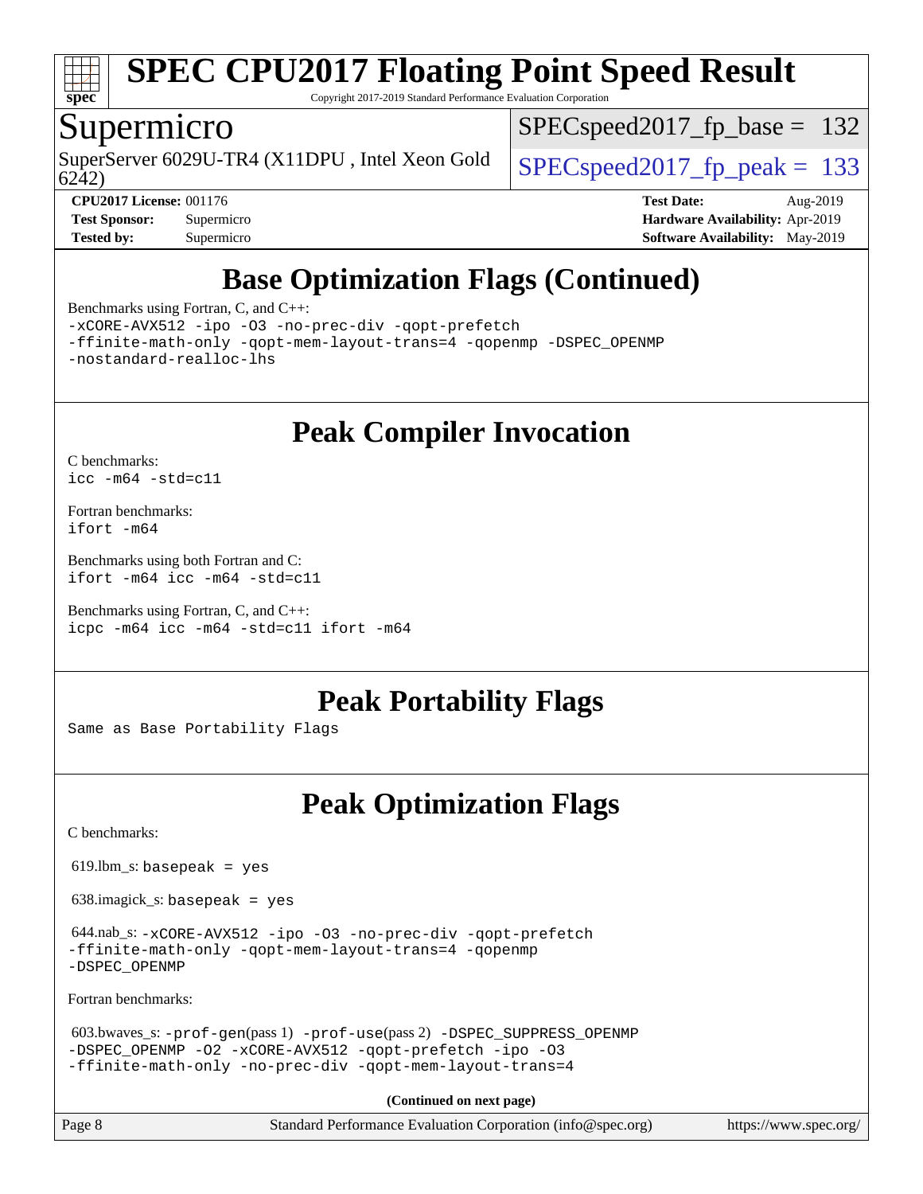# Base Optimization Flags (Continued)

Benchmarks using Fortran, C, and C++:

```
-xCORE-AVX512 -ipo -O3 -no-prec-div -qopt-prefetch
-ffinite-math-only -qopt-mem-layout-trans=4 -qopenmp -DSPEC_OPENMP
-nostandard-realloc-lhs
```

# Peak Compiler Invocation

C benchmarks:

```
icc -m64 -std=c11
```

Fortran benchmarks:

```
ifort -m64
```

Benchmarks using both Fortran and C:

```
ifort -m64 icc -m64 -std=c11
```

Benchmarks using Fortran, C, and C++:

```
icpc -m64 icc -m64 -std=c11 ifort -m64
```

# Peak Portability Flags

Same as Base Portability Flags

# Peak Optimization Flags

C benchmarks:

619.lbm_s: `basepeak = yes`

638.imagick_s: `basepeak = yes`

644.nab_s: `-xCORE-AVX512 -ipo -O3 -no-prec-div -qopt-prefetch -ffinite-math-only -qopt-mem-layout-trans=4 -qopenmp -DSPEC_OPENMP`

Fortran benchmarks:

603.bwaves_s: `-prof-gen`(pass 1) `-prof-use`(pass 2) `-DSPEC_SUPPRESS_OPENMP -DSPEC_OPENMP -O2 -xCORE-AVX512 -qopt-prefetch -ipo -O3 -ffinite-math-only -no-prec-div -qopt-mem-layout-trans=4`

**(Continued on next page)**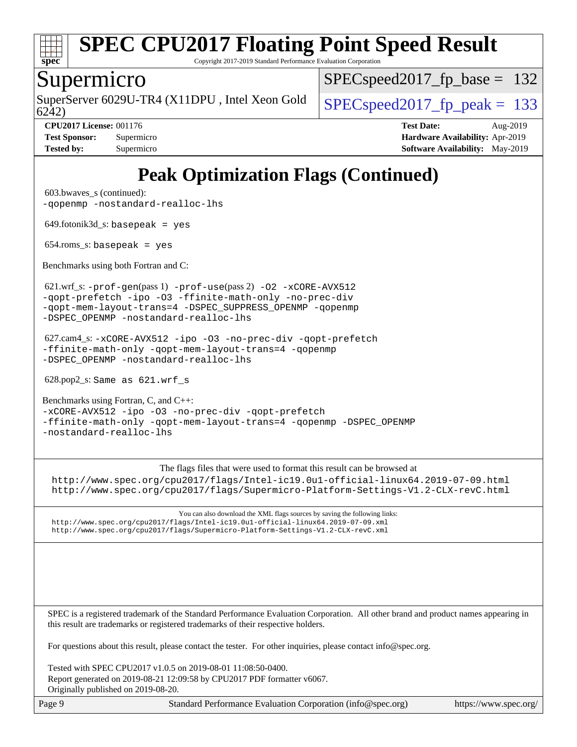# Peak Optimization Flags (Continued)

603.bwaves_s (continued):
-qopenmp -nostandard-realloc-lhs

649.fotonik3d_s: basepeak = yes

654.roms_s: basepeak = yes

Benchmarks using both Fortran and C:

621.wrf_s: -prof-gen(pass 1) -prof-use(pass 2) -O2 -xCORE-AVX512 -qopt-prefetch -ipo -O3 -ffinite-math-only -no-prec-div -qopt-mem-layout-trans=4 -DSPEC_SUPPRESS_OPENMP -qopenmp -DSPEC_OPENMP -nostandard-realloc-lhs

627.cam4_s: -xCORE-AVX512 -ipo -O3 -no-prec-div -qopt-prefetch -ffinite-math-only -qopt-mem-layout-trans=4 -qopenmp -DSPEC_OPENMP -nostandard-realloc-lhs

628.pop2_s: Same as 621.wrf_s

Benchmarks using Fortran, C, and C++:
-xCORE-AVX512 -ipo -O3 -no-prec-div -qopt-prefetch -ffinite-math-only -qopt-mem-layout-trans=4 -qopenmp -DSPEC_OPENMP -nostandard-realloc-lhs

The flags files that were used to format this result can be browsed at
http://www.spec.org/cpu2017/flags/Intel-ic19.0u1-official-linux64.2019-07-09.html
http://www.spec.org/cpu2017/flags/Supermicro-Platform-Settings-V1.2-CLX-revC.html

You can also download the XML flags sources by saving the following links:
http://www.spec.org/cpu2017/flags/Intel-ic19.0u1-official-linux64.2019-07-09.xml
http://www.spec.org/cpu2017/flags/Supermicro-Platform-Settings-V1.2-CLX-revC.xml

SPEC is a registered trademark of the Standard Performance Evaluation Corporation. All other brand and product names appearing in this result are trademarks or registered trademarks of their respective holders.

For questions about this result, please contact the tester. For other inquiries, please contact info@spec.org.

Tested with SPEC CPU2017 v1.0.5 on 2019-08-01 11:08:50-0400.
Report generated on 2019-08-21 12:09:58 by CPU2017 PDF formatter v6067.
Originally published on 2019-08-20.